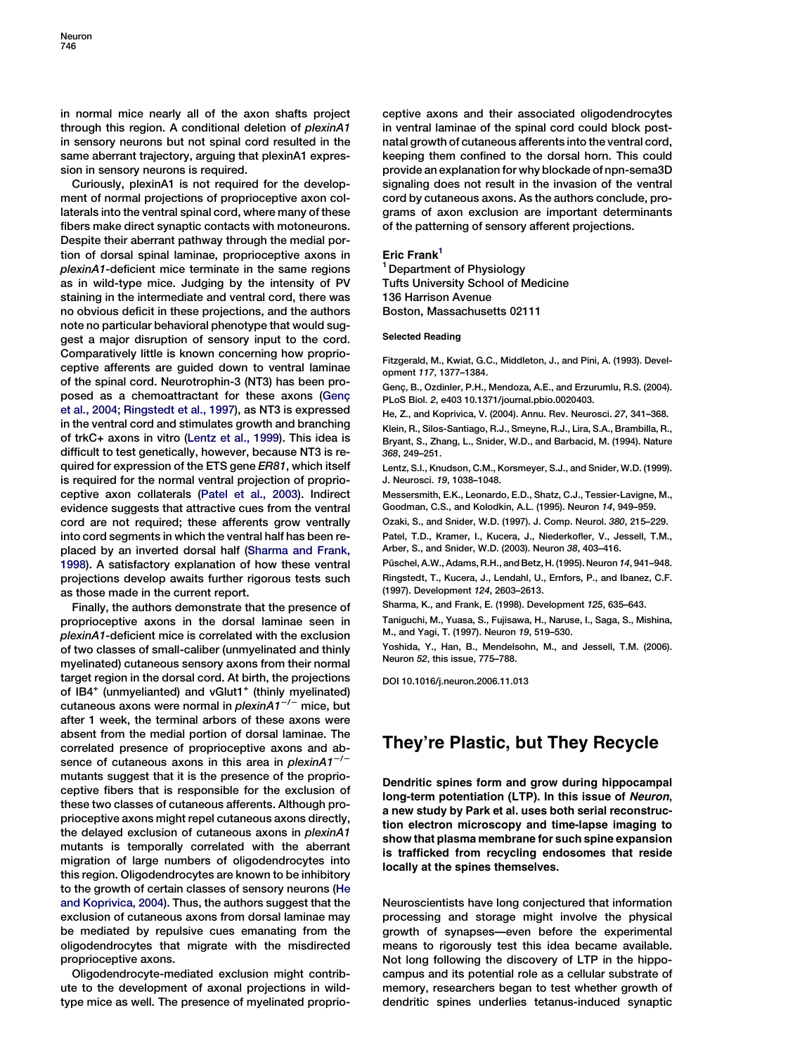in normal mice nearly all of the axon shafts project through this region. A conditional deletion of *plexinA1* in sensory neurons but not spinal cord resulted in the same aberrant trajectory, arguing that plexinA1 expression in sensory neurons is required.

Curiously, plexinA1 is not required for the development of normal projections of proprioceptive axon collaterals into the ventral spinal cord, where many of these fibers make direct synaptic contacts with motoneurons. Despite their aberrant pathway through the medial portion of dorsal spinal laminae, proprioceptive axons in *plexinA1*-deficient mice terminate in the same regions as in wild-type mice. Judging by the intensity of PV staining in the intermediate and ventral cord, there was no obvious deficit in these projections, and the authors note no particular behavioral phenotype that would suggest a major disruption of sensory input to the cord. Comparatively little is known concerning how proprioceptive afferents are guided down to ventral laminae of the spinal cord. Neurotrophin-3 (NT3) has been proposed as a chemoattractant for these axons (Genç et al., 2004; Ringstedt et al., 1997), as NT3 is expressed in the ventral cord and stimulates growth and branching of trkC+ axons in vitro (Lentz et al., 1999). This idea is difficult to test genetically, however, because NT3 is required for expression of the ETS gene *ER81*, which itself is required for the normal ventral projection of proprioceptive axon collaterals (Patel et al., 2003). Indirect evidence suggests that attractive cues from the ventral cord are not required; these afferents grow ventrally into cord segments in which the ventral half has been replaced by an inverted dorsal half (Sharma and Frank, 1998). A satisfactory explanation of how these ventral projections develop awaits further rigorous tests such as those made in the current report.

Finally, the authors demonstrate that the presence of proprioceptive axons in the dorsal laminae seen in *plexinA1*-deficient mice is correlated with the exclusion of two classes of small-caliber (unmyelinated and thinly myelinated) cutaneous sensory axons from their normal target region in the dorsal cord. At birth, the projections of IB4$^{+}$ (unmyelianted) and vGlut1$^{+}$ (thinly myelinated) cutaneous axons were normal in *plexinA1*$^{-/-}$ mice, but after 1 week, the terminal arbors of these axons were absent from the medial portion of dorsal laminae. The correlated presence of proprioceptive axons and absence of cutaneous axons in this area in *plexinA1*$^{-/-}$ mutants suggest that it is the presence of the proprioceptive fibers that is responsible for the exclusion of these two classes of cutaneous afferents. Although proprioceptive axons might repel cutaneous axons directly, the delayed exclusion of cutaneous axons in *plexinA1* mutants is temporally correlated with the aberrant migration of large numbers of oligodendrocytes into this region. Oligodendrocytes are known to be inhibitory to the growth of certain classes of sensory neurons (He and Koprivica, 2004). Thus, the authors suggest that the exclusion of cutaneous axons from dorsal laminae may be mediated by repulsive cues emanating from the oligodendrocytes that migrate with the misdirected proprioceptive axons.

Oligodendrocyte-mediated exclusion might contribute to the development of axonal projections in wild-type mice as well. The presence of myelinated proprioceptive axons and their associated oligodendrocytes in ventral laminae of the spinal cord could block postnatal growth of cutaneous afferents into the ventral cord, keeping them confined to the dorsal horn. This could provide an explanation for why blockade of npn-sema3D signaling does not result in the invasion of the ventral cord by cutaneous axons. As the authors conclude, programs of axon exclusion are important determinants of the patterning of sensory afferent projections.

**Eric Frank**[1]

[1] Department of Physiology
Tufts University School of Medicine
136 Harrison Avenue
Boston, Massachusetts 02111

#### Selected Reading

Fitzgerald, M., Kwiat, G.C., Middleton, J., and Pini, A. (1993). Development *117*, 1377–1384.

Genç, B., Ozdinler, P.H., Mendoza, A.E., and Erzurumlu, R.S. (2004). PLoS Biol. *2*, e403 10.1371/journal.pbio.0020403.

He, Z., and Koprivica, V. (2004). Annu. Rev. Neurosci. *27*, 341–368.

Klein, R., Silos-Santiago, R.J., Smeyne, R.J., Lira, S.A., Brambilla, R., Bryant, S., Zhang, L., Snider, W.D., and Barbacid, M. (1994). Nature *368*, 249–251.

Lentz, S.I., Knudson, C.M., Korsmeyer, S.J., and Snider, W.D. (1999). J. Neurosci. *19*, 1038–1048.

Messersmith, E.K., Leonardo, E.D., Shatz, C.J., Tessier-Lavigne, M., Goodman, C.S., and Kolodkin, A.L. (1995). Neuron *14*, 949–959.

Ozaki, S., and Snider, W.D. (1997). J. Comp. Neurol. *380*, 215–229.

Patel, T.D., Kramer, I., Kucera, J., Niederkofler, V., Jessell, T.M., Arber, S., and Snider, W.D. (2003). Neuron *38*, 403–416.

Püschel, A.W., Adams, R.H., and Betz, H. (1995). Neuron *14*, 941–948.

Ringstedt, T., Kucera, J., Lendahl, U., Ernfors, P., and Ibanez, C.F. (1997). Development *124*, 2603–2613.

Sharma, K., and Frank, E. (1998). Development *125*, 635–643.

Taniguchi, M., Yuasa, S., Fujisawa, H., Naruse, I., Saga, S., Mishina, M., and Yagi, T. (1997). Neuron *19*, 519–530.

Yoshida, Y., Han, B., Mendelsohn, M., and Jessell, T.M. (2006). Neuron *52*, this issue, 775–788.

DOI 10.1016/j.neuron.2006.11.013

# They're Plastic, but They Recycle

**Dendritic spines form and grow during hippocampal long-term potentiation (LTP). In this issue of *Neuron*, a new study by Park et al. uses both serial reconstruction electron microscopy and time-lapse imaging to show that plasma membrane for such spine expansion is trafficked from recycling endosomes that reside locally at the spines themselves.**

Neuroscientists have long conjectured that information processing and storage might involve the physical growth of synapses—even before the experimental means to rigorously test this idea became available. Not long following the discovery of LTP in the hippocampus and its potential role as a cellular substrate of memory, researchers began to test whether growth of dendritic spines underlies tetanus-induced synaptic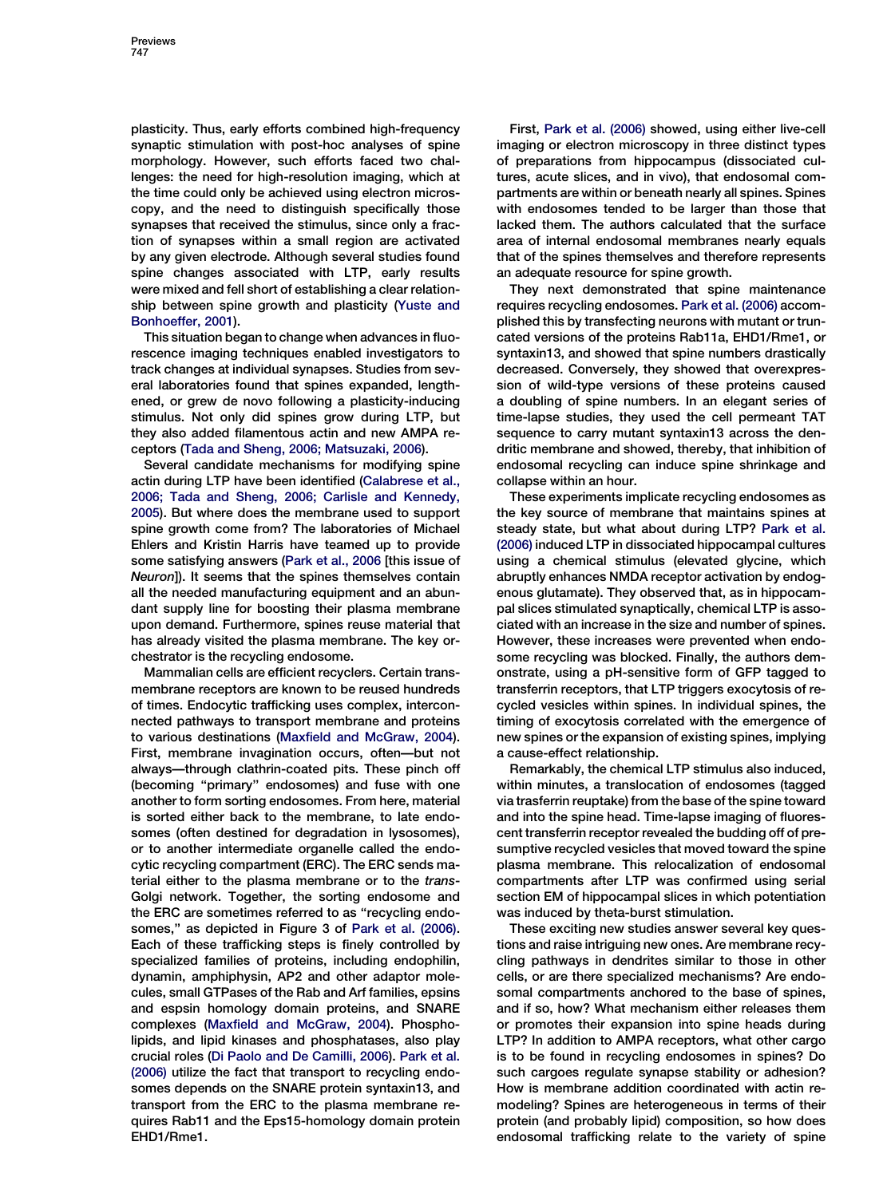plasticity. Thus, early efforts combined high-frequency synaptic stimulation with post-hoc analyses of spine morphology. However, such efforts faced two challenges: the need for high-resolution imaging, which at the time could only be achieved using electron microscopy, and the need to distinguish specifically those synapses that received the stimulus, since only a fraction of synapses within a small region are activated by any given electrode. Although several studies found spine changes associated with LTP, early results were mixed and fell short of establishing a clear relationship between spine growth and plasticity (Yuste and Bonhoeffer, 2001).

This situation began to change when advances in fluorescence imaging techniques enabled investigators to track changes at individual synapses. Studies from several laboratories found that spines expanded, lengthened, or grew de novo following a plasticity-inducing stimulus. Not only did spines grow during LTP, but they also added filamentous actin and new AMPA receptors (Tada and Sheng, 2006; Matsuzaki, 2006).

Several candidate mechanisms for modifying spine actin during LTP have been identified (Calabrese et al., 2006; Tada and Sheng, 2006; Carlisle and Kennedy, 2005). But where does the membrane used to support spine growth come from? The laboratories of Michael Ehlers and Kristin Harris have teamed up to provide some satisfying answers (Park et al., 2006 [this issue of *Neuron*]). It seems that the spines themselves contain all the needed manufacturing equipment and an abundant supply line for boosting their plasma membrane upon demand. Furthermore, spines reuse material that has already visited the plasma membrane. The key orchestrator is the recycling endosome.

Mammalian cells are efficient recyclers. Certain transmembrane receptors are known to be reused hundreds of times. Endocytic trafficking uses complex, interconnected pathways to transport membrane and proteins to various destinations (Maxfield and McGraw, 2004). First, membrane invagination occurs, often—but not always—through clathrin-coated pits. These pinch off (becoming "primary" endosomes) and fuse with one another to form sorting endosomes. From here, material is sorted either back to the membrane, to late endosomes (often destined for degradation in lysosomes), or to another intermediate organelle called the endocytic recycling compartment (ERC). The ERC sends material either to the plasma membrane or to the *trans*-Golgi network. Together, the sorting endosome and the ERC are sometimes referred to as "recycling endosomes," as depicted in Figure 3 of Park et al. (2006). Each of these trafficking steps is finely controlled by specialized families of proteins, including endophilin, dynamin, amphiphysin, AP2 and other adaptor molecules, small GTPases of the Rab and Arf families, epsins and espsin homology domain proteins, and SNARE complexes (Maxfield and McGraw, 2004). Phospholipids, and lipid kinases and phosphatases, also play crucial roles (Di Paolo and De Camilli, 2006). Park et al. (2006) utilize the fact that transport to recycling endosomes depends on the SNARE protein syntaxin13, and transport from the ERC to the plasma membrane requires Rab11 and the Eps15-homology domain protein EHD1/Rme1.

First, Park et al. (2006) showed, using either live-cell imaging or electron microscopy in three distinct types of preparations from hippocampus (dissociated cultures, acute slices, and in vivo), that endosomal compartments are within or beneath nearly all spines. Spines with endosomes tended to be larger than those that lacked them. The authors calculated that the surface area of internal endosomal membranes nearly equals that of the spines themselves and therefore represents an adequate resource for spine growth.

They next demonstrated that spine maintenance requires recycling endosomes. Park et al. (2006) accomplished this by transfecting neurons with mutant or truncated versions of the proteins Rab11a, EHD1/Rme1, or syntaxin13, and showed that spine numbers drastically decreased. Conversely, they showed that overexpression of wild-type versions of these proteins caused a doubling of spine numbers. In an elegant series of time-lapse studies, they used the cell permeant TAT sequence to carry mutant syntaxin13 across the dendritic membrane and showed, thereby, that inhibition of endosomal recycling can induce spine shrinkage and collapse within an hour.

These experiments implicate recycling endosomes as the key source of membrane that maintains spines at steady state, but what about during LTP? Park et al. (2006) induced LTP in dissociated hippocampal cultures using a chemical stimulus (elevated glycine, which abruptly enhances NMDA receptor activation by endogenous glutamate). They observed that, as in hippocampal slices stimulated synaptically, chemical LTP is associated with an increase in the size and number of spines. However, these increases were prevented when endosome recycling was blocked. Finally, the authors demonstrate, using a pH-sensitive form of GFP tagged to transferrin receptors, that LTP triggers exocytosis of recycled vesicles within spines. In individual spines, the timing of exocytosis correlated with the emergence of new spines or the expansion of existing spines, implying a cause-effect relationship.

Remarkably, the chemical LTP stimulus also induced, within minutes, a translocation of endosomes (tagged via trasferrin reuptake) from the base of the spine toward and into the spine head. Time-lapse imaging of fluorescent transferrin receptor revealed the budding off of presumptive recycled vesicles that moved toward the spine plasma membrane. This relocalization of endosomal compartments after LTP was confirmed using serial section EM of hippocampal slices in which potentiation was induced by theta-burst stimulation.

These exciting new studies answer several key questions and raise intriguing new ones. Are membrane recycling pathways in dendrites similar to those in other cells, or are there specialized mechanisms? Are endosomal compartments anchored to the base of spines, and if so, how? What mechanism either releases them or promotes their expansion into spine heads during LTP? In addition to AMPA receptors, what other cargo is to be found in recycling endosomes in spines? Do such cargoes regulate synapse stability or adhesion? How is membrane addition coordinated with actin remodeling? Spines are heterogeneous in terms of their protein (and probably lipid) composition, so how does endosomal trafficking relate to the variety of spine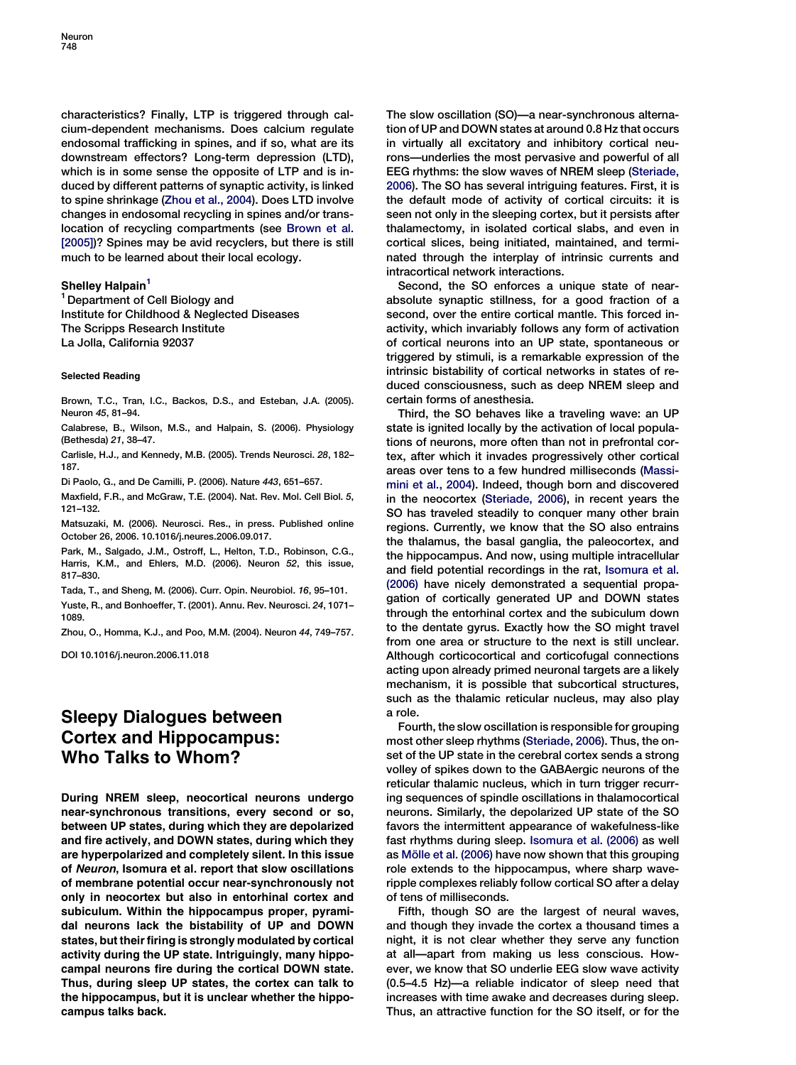characteristics? Finally, LTP is triggered through calcium-dependent mechanisms. Does calcium regulate endosomal trafficking in spines, and if so, what are its downstream effectors? Long-term depression (LTD), which is in some sense the opposite of LTP and is induced by different patterns of synaptic activity, is linked to spine shrinkage (Zhou et al., 2004). Does LTD involve changes in endosomal recycling in spines and/or translocation of recycling compartments (see Brown et al. [2005])? Spines may be avid recyclers, but there is still much to be learned about their local ecology.

**Shelley Halpain**[1]

[1] Department of Cell Biology and
Institute for Childhood & Neglected Diseases
The Scripps Research Institute
La Jolla, California 92037

#### Selected Reading

Brown, T.C., Tran, I.C., Backos, D.S., and Esteban, J.A. (2005). Neuron *45*, 81–94.

Calabrese, B., Wilson, M.S., and Halpain, S. (2006). Physiology (Bethesda) *21*, 38–47.

Carlisle, H.J., and Kennedy, M.B. (2005). Trends Neurosci. *28*, 182–187.

Di Paolo, G., and De Camilli, P. (2006). Nature *443*, 651–657.

Maxfield, F.R., and McGraw, T.E. (2004). Nat. Rev. Mol. Cell Biol. *5*, 121–132.

Matsuzaki, M. (2006). Neurosci. Res., in press. Published online October 26, 2006. 10.1016/j.neures.2006.09.017.

Park, M., Salgado, J.M., Ostroff, L., Helton, T.D., Robinson, C.G., Harris, K.M., and Ehlers, M.D. (2006). Neuron *52*, this issue, 817–830.

Tada, T., and Sheng, M. (2006). Curr. Opin. Neurobiol. *16*, 95–101.

Yuste, R., and Bonhoeffer, T. (2001). Annu. Rev. Neurosci. *24*, 1071–1089.

Zhou, O., Homma, K.J., and Poo, M.M. (2004). Neuron *44*, 749–757.

DOI 10.1016/j.neuron.2006.11.018

# Sleepy Dialogues between Cortex and Hippocampus: Who Talks to Whom?

**During NREM sleep, neocortical neurons undergo near-synchronous transitions, every second or so, between UP states, during which they are depolarized and fire actively, and DOWN states, during which they are hyperpolarized and completely silent. In this issue of *Neuron*, Isomura et al. report that slow oscillations of membrane potential occur near-synchronously not only in neocortex but also in entorhinal cortex and subiculum. Within the hippocampus proper, pyramidal neurons lack the bistability of UP and DOWN states, but their firing is strongly modulated by cortical activity during the UP state. Intriguingly, many hippocampal neurons fire during the cortical DOWN state. Thus, during sleep UP states, the cortex can talk to the hippocampus, but it is unclear whether the hippocampus talks back.**

The slow oscillation (SO)—a near-synchronous alternation of UP and DOWN states at around 0.8 Hz that occurs in virtually all excitatory and inhibitory cortical neurons—underlies the most pervasive and powerful of all EEG rhythms: the slow waves of NREM sleep (Steriade, 2006). The SO has several intriguing features. First, it is the default mode of activity of cortical circuits: it is seen not only in the sleeping cortex, but it persists after thalamectomy, in isolated cortical slabs, and even in cortical slices, being initiated, maintained, and terminated through the interplay of intrinsic currents and intracortical network interactions.

Second, the SO enforces a unique state of near-absolute synaptic stillness, for a good fraction of a second, over the entire cortical mantle. This forced inactivity, which invariably follows any form of activation of cortical neurons into an UP state, spontaneous or triggered by stimuli, is a remarkable expression of the intrinsic bistability of cortical networks in states of reduced consciousness, such as deep NREM sleep and certain forms of anesthesia.

Third, the SO behaves like a traveling wave: an UP state is ignited locally by the activation of local populations of neurons, more often than not in prefrontal cortex, after which it invades progressively other cortical areas over tens to a few hundred milliseconds (Massimini et al., 2004). Indeed, though born and discovered in the neocortex (Steriade, 2006), in recent years the SO has traveled steadily to conquer many other brain regions. Currently, we know that the SO also entrains the thalamus, the basal ganglia, the paleocortex, and the hippocampus. And now, using multiple intracellular and field potential recordings in the rat, Isomura et al. (2006) have nicely demonstrated a sequential propagation of cortically generated UP and DOWN states through the entorhinal cortex and the subiculum down to the dentate gyrus. Exactly how the SO might travel from one area or structure to the next is still unclear. Although corticocortical and corticofugal connections acting upon already primed neuronal targets are a likely mechanism, it is possible that subcortical structures, such as the thalamic reticular nucleus, may also play a role.

Fourth, the slow oscillation is responsible for grouping most other sleep rhythms (Steriade, 2006). Thus, the onset of the UP state in the cerebral cortex sends a strong volley of spikes down to the GABAergic neurons of the reticular thalamic nucleus, which in turn trigger recurring sequences of spindle oscillations in thalamocortical neurons. Similarly, the depolarized UP state of the SO favors the intermittent appearance of wakefulness-like fast rhythms during sleep. Isomura et al. (2006) as well as Mölle et al. (2006) have now shown that this grouping role extends to the hippocampus, where sharp wave-ripple complexes reliably follow cortical SO after a delay of tens of milliseconds.

Fifth, though SO are the largest of neural waves, and though they invade the cortex a thousand times a night, it is not clear whether they serve any function at all—apart from making us less conscious. However, we know that SO underlie EEG slow wave activity (0.5–4.5 Hz)—a reliable indicator of sleep need that increases with time awake and decreases during sleep. Thus, an attractive function for the SO itself, or for the